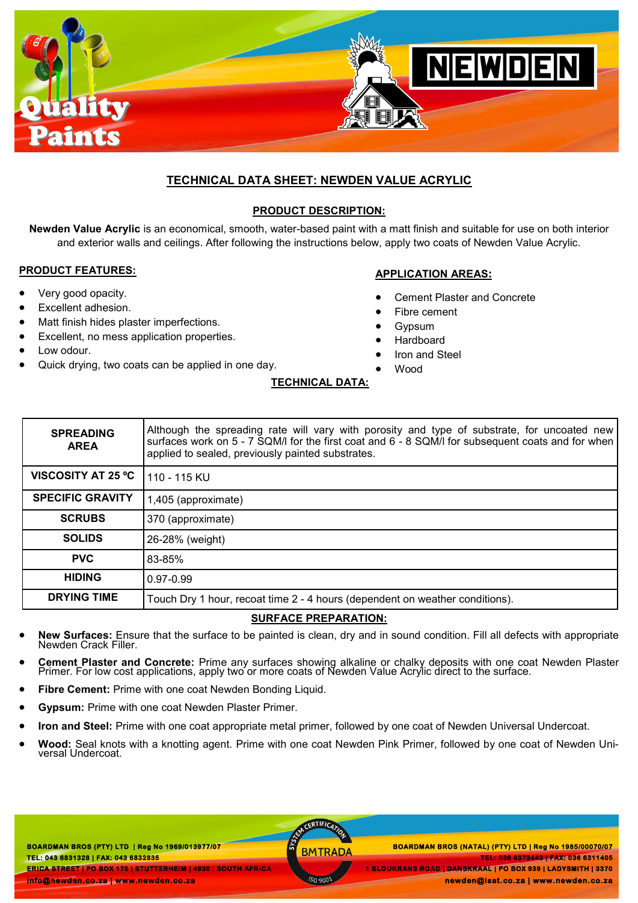# TECHNICAL DATA SHEET: NEWDEN VALUE ACRYLIC

## PRODUCT DESCRIPTION:

**Newden Value Acrylic** is an economical, smooth, water-based paint with a matt finish and suitable for use on both interior and exterior walls and ceilings. After following the instructions below, apply two coats of Newden Value Acrylic.

## PRODUCT FEATURES:

- Very good opacity.
- Excellent adhesion.
- Matt finish hides plaster imperfections.
- Excellent, no mess application properties.
- Low odour.
- Quick drying, two coats can be applied in one day.

## APPLICATION AREAS:

- Cement Plaster and Concrete
- Fibre cement
- Gypsum
- Hardboard
- Iron and Steel
- Wood

## TECHNICAL DATA:

| | |
|---|---|
| **SPREADING AREA** | Although the spreading rate will vary with porosity and type of substrate, for uncoated new surfaces work on 5 - 7 SQM/l for the first coat and 6 - 8 SQM/l for subsequent coats and for when applied to sealed, previously painted substrates. |
| **VISCOSITY AT 25 ºC** | 110 - 115 KU |
| **SPECIFIC GRAVITY** | 1,405 (approximate) |
| **SCRUBS** | 370 (approximate) |
| **SOLIDS** | 26-28% (weight) |
| **PVC** | 83-85% |
| **HIDING** | 0.97-0.99 |
| **DRYING TIME** | Touch Dry 1 hour, recoat time 2 - 4 hours (dependent on weather conditions). |

## SURFACE PREPARATION:

- **New Surfaces:** Ensure that the surface to be painted is clean, dry and in sound condition. Fill all defects with appropriate Newden Crack Filler.
- **Cement Plaster and Concrete:** Prime any surfaces showing alkaline or chalky deposits with one coat Newden Plaster Primer. For low cost applications, apply two or more coats of Newden Value Acrylic direct to the surface.
- **Fibre Cement:** Prime with one coat Newden Bonding Liquid.
- **Gypsum:** Prime with one coat Newden Plaster Primer.
- **Iron and Steel:** Prime with one coat appropriate metal primer, followed by one coat of Newden Universal Undercoat.
- **Wood:** Seal knots with a knotting agent. Prime with one coat Newden Pink Primer, followed by one coat of Newden Universal Undercoat.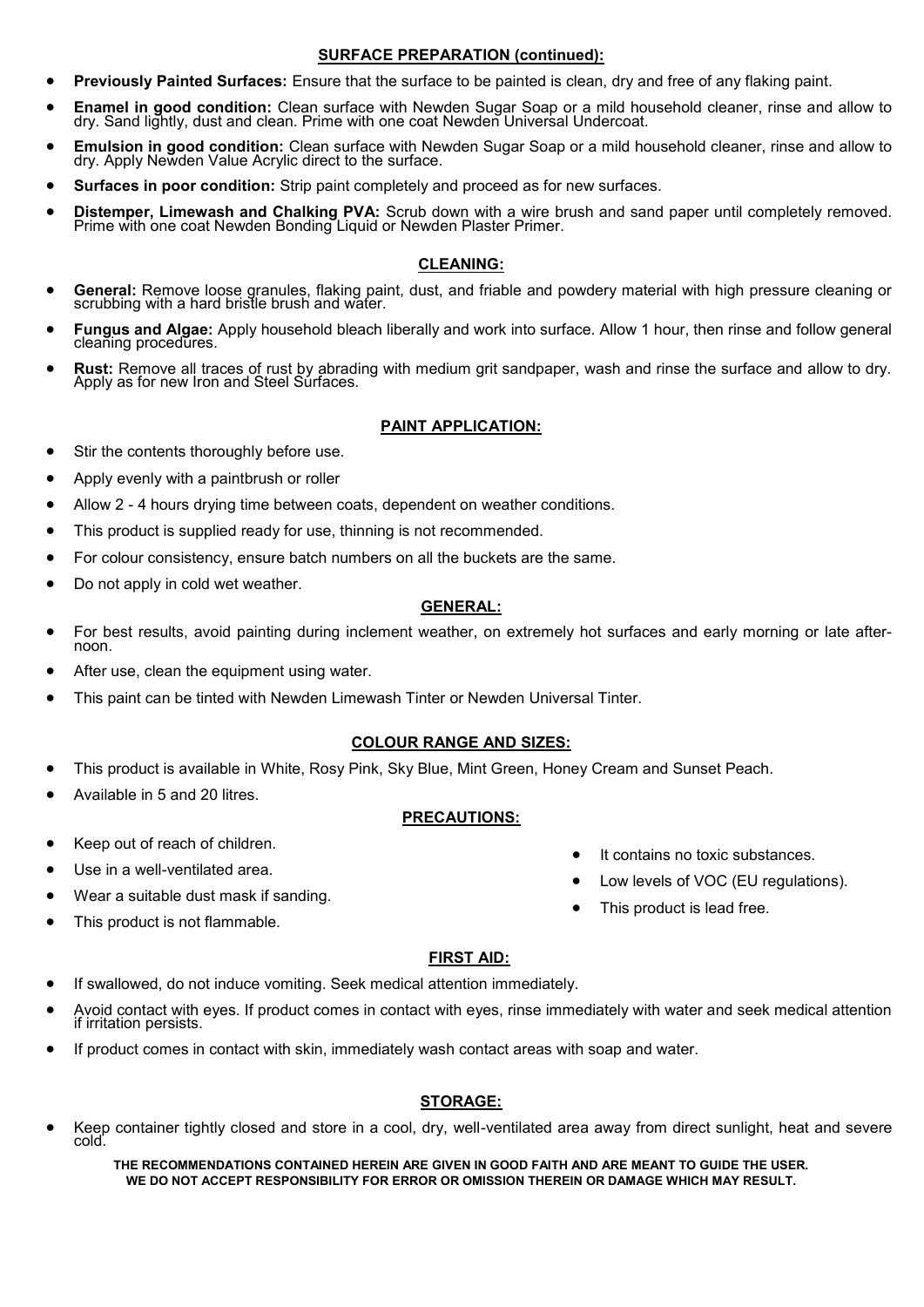## SURFACE PREPARATION (continued):

- **Previously Painted Surfaces:** Ensure that the surface to be painted is clean, dry and free of any flaking paint.
- **Enamel in good condition:** Clean surface with Newden Sugar Soap or a mild household cleaner, rinse and allow to dry. Sand lightly, dust and clean. Prime with one coat Newden Universal Undercoat.
- **Emulsion in good condition:** Clean surface with Newden Sugar Soap or a mild household cleaner, rinse and allow to dry. Apply Newden Value Acrylic direct to the surface.
- **Surfaces in poor condition:** Strip paint completely and proceed as for new surfaces.
- **Distemper, Limewash and Chalking PVA:** Scrub down with a wire brush and sand paper until completely removed. Prime with one coat Newden Bonding Liquid or Newden Plaster Primer.

## CLEANING:

- **General:** Remove loose granules, flaking paint, dust, and friable and powdery material with high pressure cleaning or scrubbing with a hard bristle brush and water.
- **Fungus and Algae:** Apply household bleach liberally and work into surface. Allow 1 hour, then rinse and follow general cleaning procedures.
- **Rust:** Remove all traces of rust by abrading with medium grit sandpaper, wash and rinse the surface and allow to dry. Apply as for new Iron and Steel Surfaces.

## PAINT APPLICATION:

- Stir the contents thoroughly before use.
- Apply evenly with a paintbrush or roller
- Allow 2 - 4 hours drying time between coats, dependent on weather conditions.
- This product is supplied ready for use, thinning is not recommended.
- For colour consistency, ensure batch numbers on all the buckets are the same.
- Do not apply in cold wet weather.

## GENERAL:

- For best results, avoid painting during inclement weather, on extremely hot surfaces and early morning or late afternoon.
- After use, clean the equipment using water.
- This paint can be tinted with Newden Limewash Tinter or Newden Universal Tinter.

## COLOUR RANGE AND SIZES:

- This product is available in White, Rosy Pink, Sky Blue, Mint Green, Honey Cream and Sunset Peach.
- Available in 5 and 20 litres.

## PRECAUTIONS:

- Keep out of reach of children.
- Use in a well-ventilated area.
- Wear a suitable dust mask if sanding.
- This product is not flammable.
- It contains no toxic substances.
- Low levels of VOC (EU regulations).
- This product is lead free.

## FIRST AID:

- If swallowed, do not induce vomiting. Seek medical attention immediately.
- Avoid contact with eyes. If product comes in contact with eyes, rinse immediately with water and seek medical attention if irritation persists.
- If product comes in contact with skin, immediately wash contact areas with soap and water.

## STORAGE:

- Keep container tightly closed and store in a cool, dry, well-ventilated area away from direct sunlight, heat and severe cold.

**THE RECOMMENDATIONS CONTAINED HEREIN ARE GIVEN IN GOOD FAITH AND ARE MEANT TO GUIDE THE USER. WE DO NOT ACCEPT RESPONSIBILITY FOR ERROR OR OMISSION THEREIN OR DAMAGE WHICH MAY RESULT.**